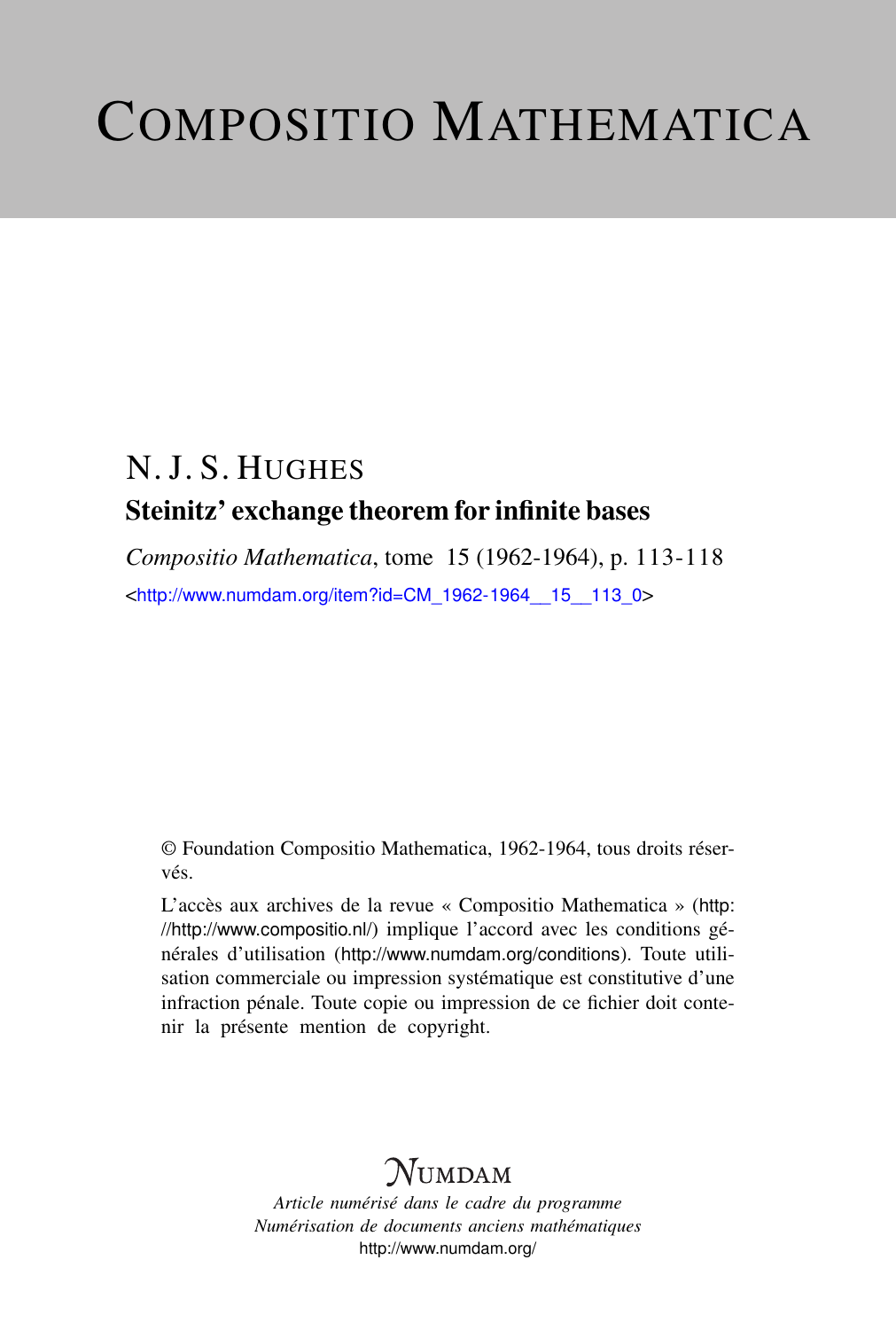# Compositio Mathematica

## N. J. S. Hughes

### Steinitz' exchange theorem for infinite bases

*Compositio Mathematica*, tome 15 (1962-1964), p. 113-118

<http://www.numdam.org/item?id=CM_1962-1964__15__113_0>

© Foundation Compositio Mathematica, 1962-1964, tous droits réservés.

L'accès aux archives de la revue « Compositio Mathematica » (http://http://www.compositio.nl/) implique l'accord avec les conditions générales d'utilisation (http://www.numdam.org/conditions). Toute utilisation commerciale ou impression systématique est constitutive d'une infraction pénale. Toute copie ou impression de ce fichier doit contenir la présente mention de copyright.

Numdam

*Article numérisé dans le cadre du programme Numérisation de documents anciens mathématiques*

http://www.numdam.org/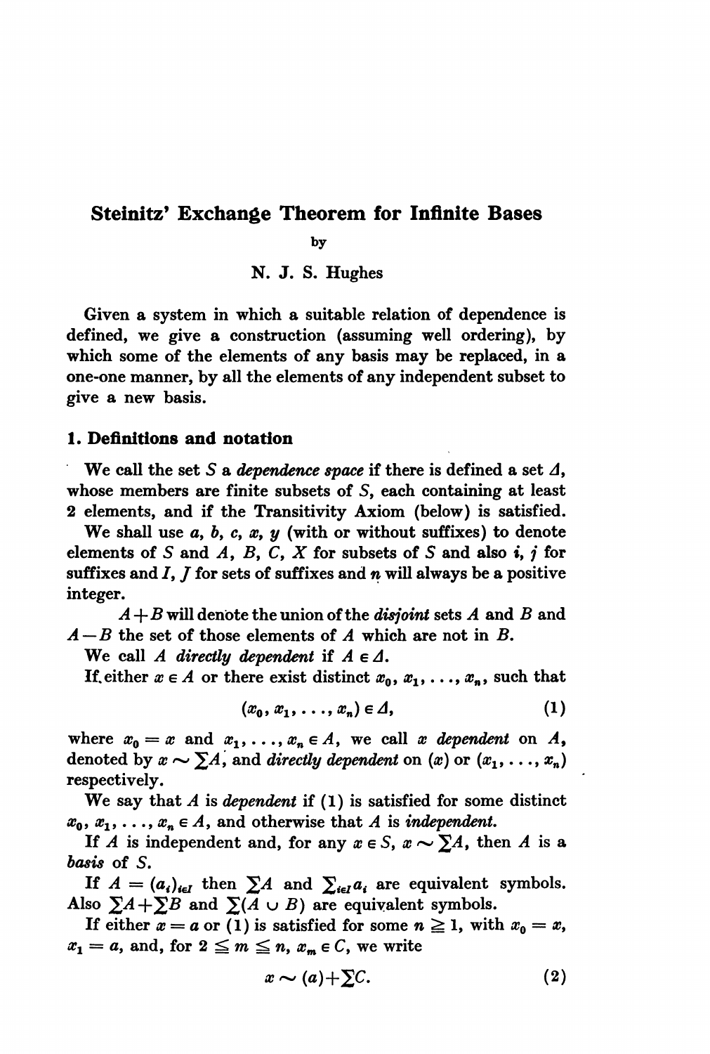# Steinitz' Exchange Theorem for Infinite Bases

by

N. J. S. Hughes

Given a system in which a suitable relation of dependence is defined, we give a construction (assuming well ordering), by which some of the elements of any basis may be replaced, in a one-one manner, by all the elements of any independent subset to give a new basis.

## 1. Definitions and notation

We call the set $S$ a *dependence space* if there is defined a set $\Delta$, whose members are finite subsets of $S$, each containing at least 2 elements, and if the Transitivity Axiom (below) is satisfied.

We shall use $a$, $b$, $c$, $x$, $y$ (with or without suffixes) to denote elements of $S$ and $A$, $B$, $C$, $X$ for subsets of $S$ and also $i$, $j$ for suffixes and $I$, $J$ for sets of suffixes and $n$ will always be a positive integer.

$A+B$ will denote the union of the *disjoint* sets $A$ and $B$ and $A-B$ the set of those elements of $A$ which are not in $B$.

We call $A$ *directly dependent* if $A \in \Delta$.

If either $x \in A$ or there exist distinct $x_0, x_1, \ldots, x_n$, such that

$$(x_0, x_1, \ldots, x_n) \in \Delta, \tag{1}$$

where $x_0 = x$ and $x_1, \ldots, x_n \in A$, we call $x$ *dependent* on $A$, denoted by $x \sim \sum A$, and *directly dependent* on $(x)$ or $(x_1, \ldots, x_n)$ respectively.

We say that $A$ is *dependent* if (1) is satisfied for some distinct $x_0, x_1, \ldots, x_n \in A$, and otherwise that $A$ is *independent*.

If $A$ is independent and, for any $x \in S$, $x \sim \sum A$, then $A$ is a *basis* of $S$.

If $A = (a_i)_{i \in I}$ then $\sum A$ and $\sum_{i \in I} a_i$ are equivalent symbols. Also $\sum A + \sum B$ and $\sum (A \cup B)$ are equivalent symbols.

If either $x = a$ or (1) is satisfied for some $n \geqq 1$, with $x_0 = x$, $x_1 = a$, and, for $2 \leqq m \leqq n$, $x_m \in C$, we write

$$x \sim (a) + \sum C. \tag{2}$$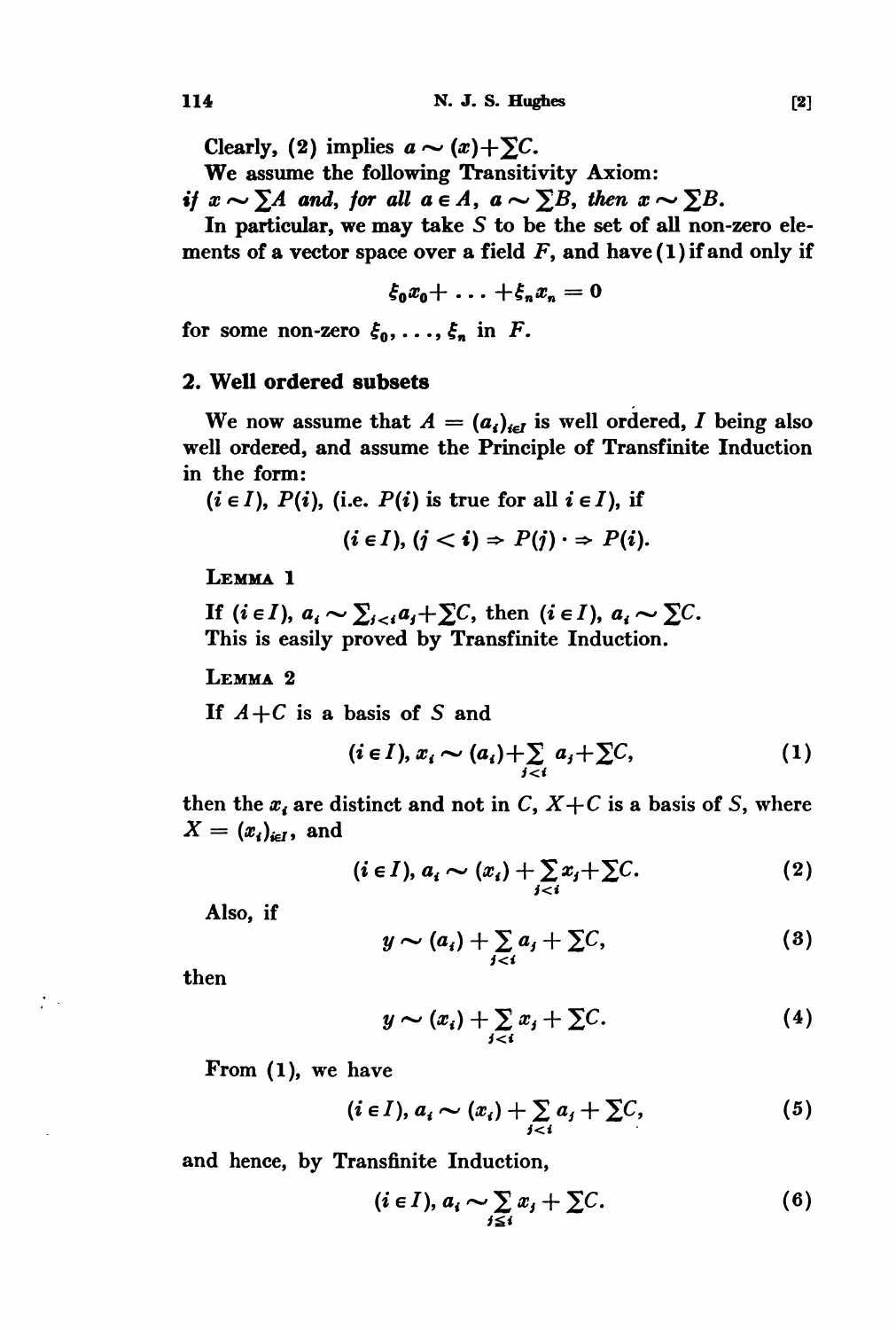Clearly, (2) implies $a \sim (x) + \sum C$.

We assume the following Transitivity Axiom:

*if* $x \sim \sum A$ *and, for all* $a \in A$, $a \sim \sum B$, *then* $x \sim \sum B$.

In particular, we may take $S$ to be the set of all non-zero elements of a vector space over a field $F$, and have (1) if and only if

$$\xi_0 x_0 + \ldots + \xi_n x_n = 0$$

for some non-zero $\xi_0, \ldots, \xi_n$ in $F$.

## 2. Well ordered subsets

We now assume that $A = (a_i)_{i \in I}$ is well ordered, $I$ being also well ordered, and assume the Principle of Transfinite Induction in the form:

$(i \in I)$, $P(i)$, (i.e. $P(i)$ is true for all $i \in I$), if

$$(i \in I), (j < i) \Rightarrow P(j) \cdot \Rightarrow P(i).$$

LEMMA 1

If $(i \in I)$, $a_i \sim \sum_{j<i} a_j + \sum C$, then $(i \in I)$, $a_i \sim \sum C$.
This is easily proved by Transfinite Induction.

LEMMA 2

If $A + C$ is a basis of $S$ and

$$(i \in I), x_i \sim (a_i) + \sum_{j<i} a_j + \sum C, \tag{1}$$

then the $x_i$ are distinct and not in $C$, $X + C$ is a basis of $S$, where $X = (x_i)_{i \in I}$, and

$$(i \in I), a_i \sim (x_i) + \sum_{j<i} x_j + \sum C. \tag{2}$$

Also, if

$$y \sim (a_i) + \sum_{j<i} a_j + \sum C, \tag{3}$$

then

$$y \sim (x_i) + \sum_{j<i} x_j + \sum C. \tag{4}$$

From (1), we have

$$(i \in I), a_i \sim (x_i) + \sum_{j<i} a_j + \sum C, \tag{5}$$

and hence, by Transfinite Induction,

$$(i \in I), a_i \sim \sum_{j \leq i} x_j + \sum C. \tag{6}$$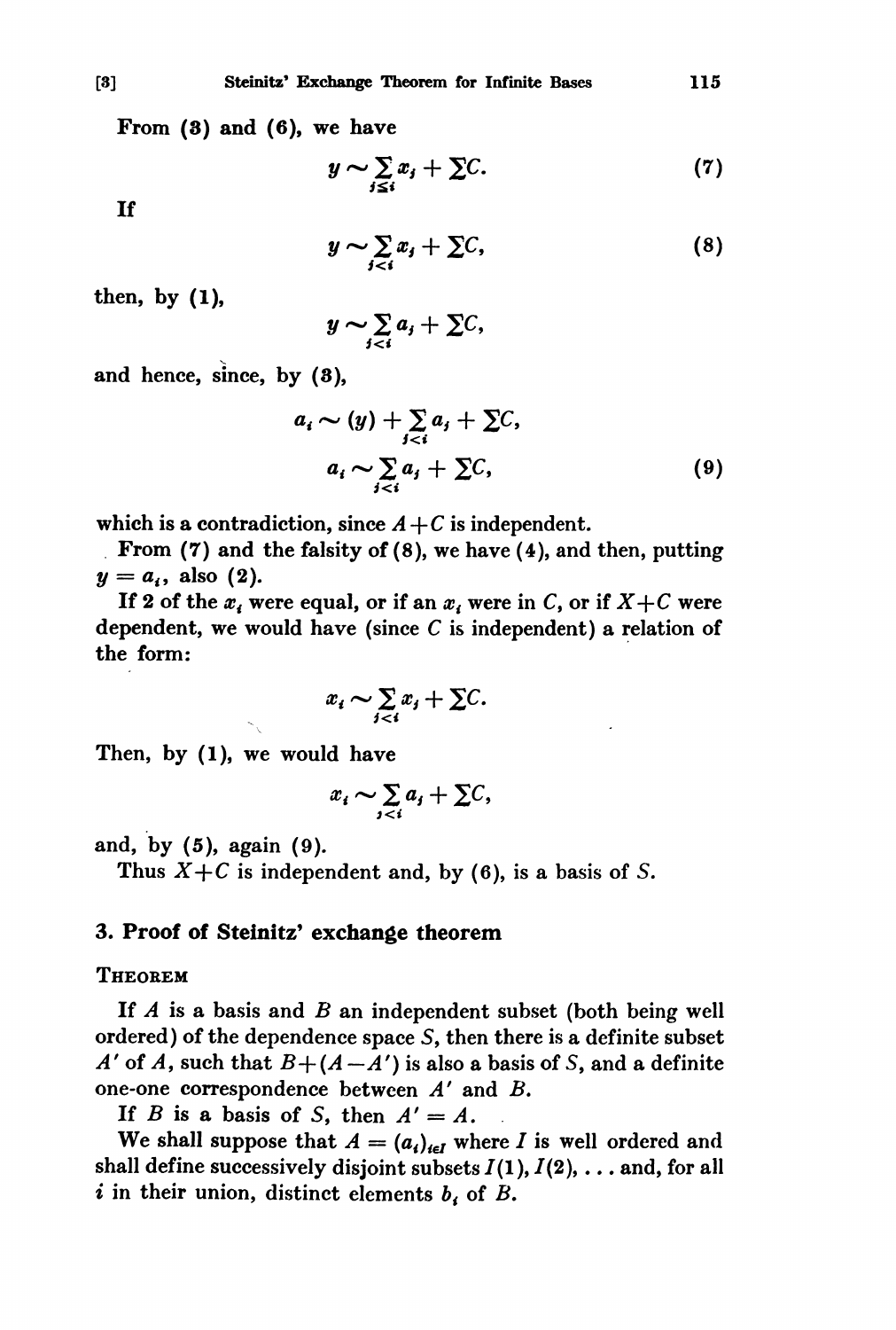From (3) and (6), we have

$$y \sim \sum_{j \leq i} x_j + \sum C. \tag{7}$$

If

$$y \sim \sum_{j < i} x_j + \sum C, \tag{8}$$

then, by (1),

$$y \sim \sum_{j<i} a_j + \sum C,$$

and hence, since, by (3),

$$a_i \sim (y) + \sum_{j<i} a_j + \sum C,$$

$$a_i \sim \sum_{j<i} a_j + \sum C, \tag{9}$$

which is a contradiction, since $A+C$ is independent.

From (7) and the falsity of (8), we have (4), and then, putting $y = a_i$, also (2).

If 2 of the $x_i$ were equal, or if an $x_i$ were in $C$, or if $X+C$ were dependent, we would have (since $C$ is independent) a relation of the form:

$$x_i \sim \sum_{j<i} x_j + \sum C.$$

Then, by (1), we would have

$$x_i \sim \sum_{j<i} a_j + \sum C,$$

and, by (5), again (9).

Thus $X+C$ is independent and, by (6), is a basis of $S$.

## 3. Proof of Steinitz' exchange theorem

THEOREM

If $A$ is a basis and $B$ an independent subset (both being well ordered) of the dependence space $S$, then there is a definite subset $A'$ of $A$, such that $B+(A-A')$ is also a basis of $S$, and a definite one-one correspondence between $A'$ and $B$.

If $B$ is a basis of $S$, then $A' = A$.

We shall suppose that $A = (a_i)_{i \in I}$ where $I$ is well ordered and shall define successively disjoint subsets $I(1), I(2), \ldots$ and, for all $i$ in their union, distinct elements $b_i$ of $B$.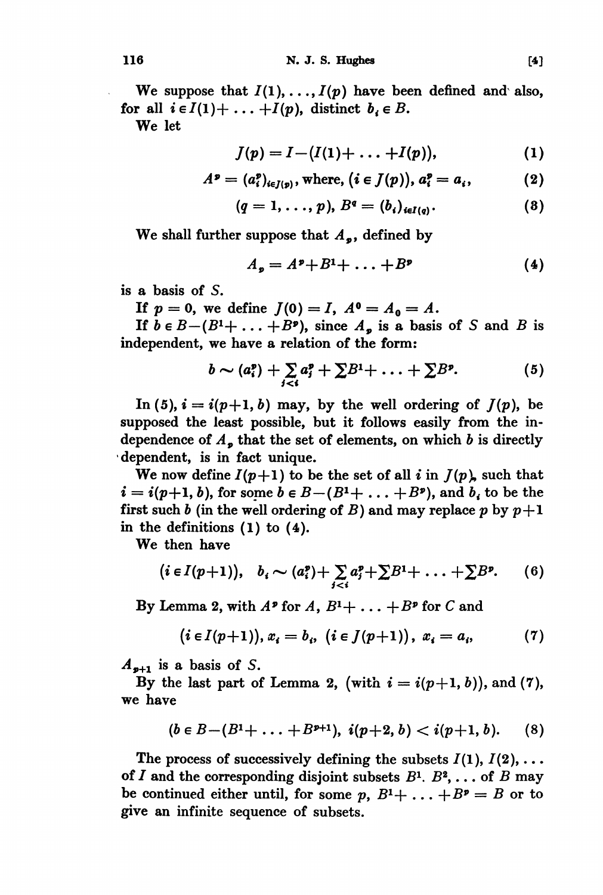We suppose that $I(1), \ldots, I(p)$ have been defined and also, for all $i \in I(1)+\ldots+I(p)$, distinct $b_i \in B$.

We let

$$J(p) = I-(I(1)+\ldots+I(p)), \tag{1}$$

$$A^p = (a_i^p)_{i\in J(p)}, \text{ where, } (i \in J(p)), a_i^p = a_i, \tag{2}$$

$$(q = 1, \ldots, p), B^q = (b_i)_{i\in I(q)}. \tag{3}$$

We shall further suppose that $A_p$, defined by

$$A_p = A^p+B^1+\ldots+B^p \tag{4}$$

is a basis of $S$.

If $p = 0$, we define $J(0) = I$, $A^0 = A_0 = A$.

If $b \in B-(B^1+\ldots+B^p)$, since $A_p$ is a basis of $S$ and $B$ is independent, we have a relation of the form:

$$b \sim (a_i^p) + \sum_{j<i} a_j^p + \sum B^1 + \ldots + \sum B^p. \tag{5}$$

In (5), $i = i(p+1, b)$ may, by the well ordering of $J(p)$, be supposed the least possible, but it follows easily from the independence of $A_p$ that the set of elements, on which $b$ is directly dependent, is in fact unique.

We now define $I(p+1)$ to be the set of all $i$ in $J(p)$, such that $i = i(p+1, b)$, for some $b \in B-(B^1+\ldots+B^p)$, and $b_i$ to be the first such $b$ (in the well ordering of $B$) and may replace $p$ by $p+1$ in the definitions (1) to (4).

We then have

$$(i \in I(p+1)), \quad b_i \sim (a_i^p)+\sum_{j<i} a_j^p+\sum B^1+\ldots+\sum B^p. \tag{6}$$

By Lemma 2, with $A^p$ for $A$, $B^1+\ldots+B^p$ for $C$ and

$$(i \in I(p+1)), x_i = b_i, \ (i \in J(p+1)), \ x_i = a_i, \tag{7}$$

$A_{p+1}$ is a basis of $S$.

By the last part of Lemma 2, (with $i = i(p+1, b)$), and (7), we have

$$(b \in B-(B^1+\ldots+B^{p+1}), \ i(p+2, b) < i(p+1, b). \tag{8}$$

The process of successively defining the subsets $I(1), I(2), \ldots$ of $I$ and the corresponding disjoint subsets $B^1$. $B^2, \ldots$ of $B$ may be continued either until, for some $p$, $B^1+\ldots+B^p = B$ or to give an infinite sequence of subsets.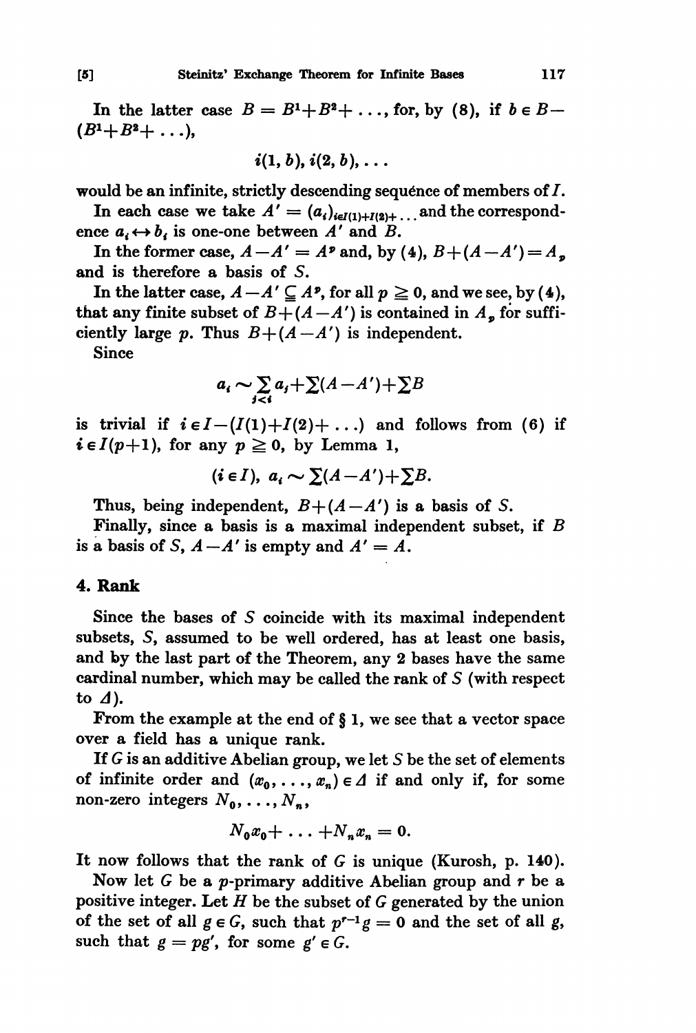In the latter case $B = B^1 + B^2 + \ldots$, for, by (8), if $b \in B - (B^1 + B^2 + \ldots)$,

$$i(1, b), i(2, b), \ldots$$

would be an infinite, strictly descending sequence of members of $I$.

In each case we take $A' = (a_i)_{i \in I(1)+I(2)+\ldots}$ and the correspondence $a_i \leftrightarrow b_i$ is one-one between $A'$ and $B$.

In the former case, $A - A' = A^p$ and, by (4), $B + (A - A') = A_p$ and is therefore a basis of $S$.

In the latter case, $A - A' \subseteq A^p$, for all $p \geq 0$, and we see, by (4), that any finite subset of $B + (A - A')$ is contained in $A_p$ for sufficiently large $p$. Thus $B + (A - A')$ is independent.

Since

$$a_i \sim \sum_{j<i} a_j + \sum(A - A') + \sum B$$

is trivial if $i \in I - (I(1) + I(2) + \ldots)$ and follows from (6) if $i \in I(p+1)$, for any $p \geq 0$, by Lemma 1,

$$(i \in I),\ a_i \sim \sum(A - A') + \sum B.$$

Thus, being independent, $B + (A - A')$ is a basis of $S$.

Finally, since a basis is a maximal independent subset, if $B$ is a basis of $S$, $A - A'$ is empty and $A' = A$.

## 4. Rank

Since the bases of $S$ coincide with its maximal independent subsets, $S$, assumed to be well ordered, has at least one basis, and by the last part of the Theorem, any 2 bases have the same cardinal number, which may be called the rank of $S$ (with respect to $\Delta$).

From the example at the end of § 1, we see that a vector space over a field has a unique rank.

If $G$ is an additive Abelian group, we let $S$ be the set of elements of infinite order and $(x_0, \ldots, x_n) \in \Delta$ if and only if, for some non-zero integers $N_0, \ldots, N_n$,

$$N_0 x_0 + \ldots + N_n x_n = 0.$$

It now follows that the rank of $G$ is unique (Kurosh, p. 140).

Now let $G$ be a $p$-primary additive Abelian group and $r$ be a positive integer. Let $H$ be the subset of $G$ generated by the union of the set of all $g \in G$, such that $p^{r-1} g = 0$ and the set of all $g$, such that $g = pg'$, for some $g' \in G$.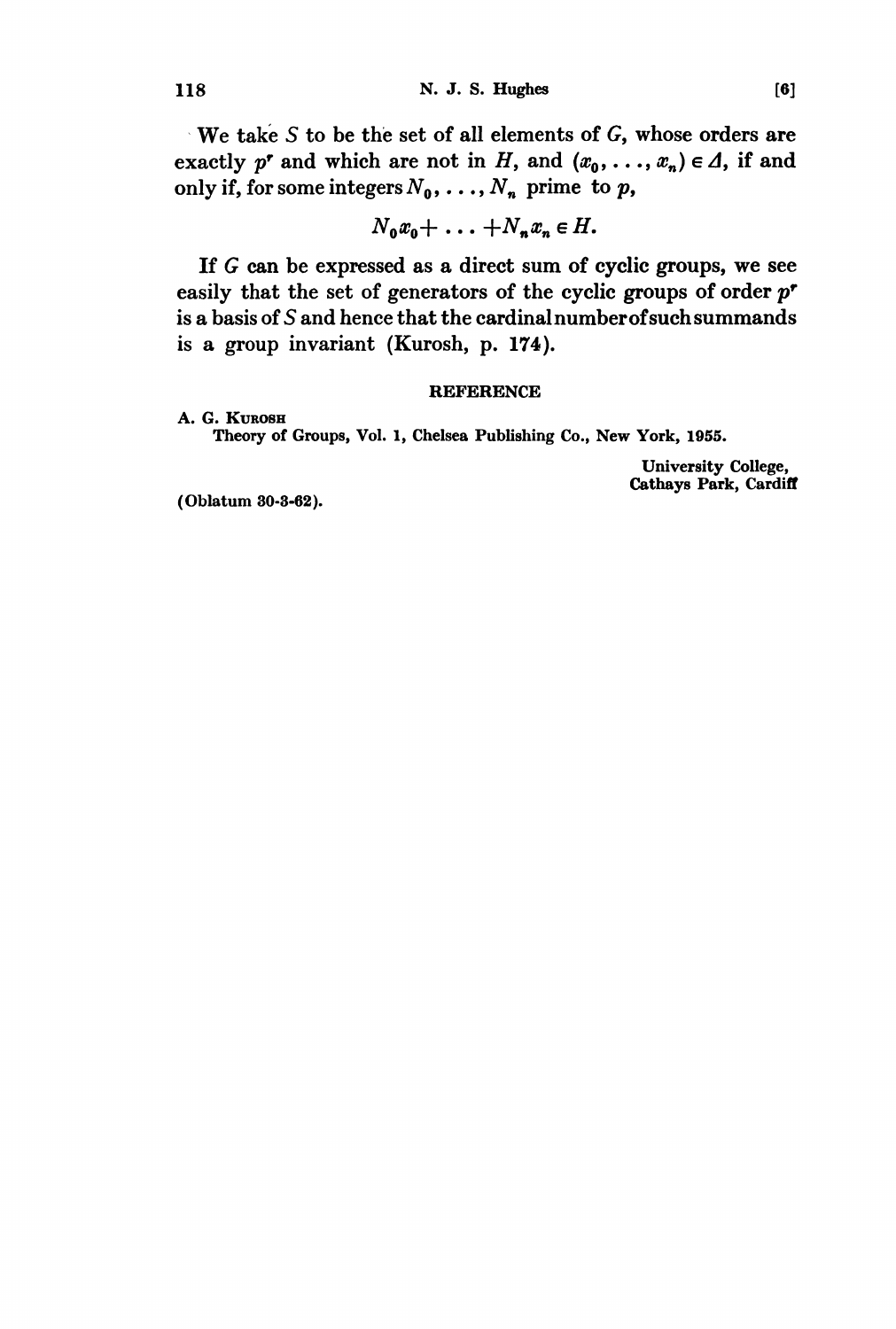We take $S$ to be the set of all elements of $G$, whose orders are exactly $p^r$ and which are not in $H$, and $(x_0, \ldots, x_n) \in \Delta$, if and only if, for some integers $N_0, \ldots, N_n$ prime to $p$,

$$N_0 x_0 + \ldots + N_n x_n \in H.$$

If $G$ can be expressed as a direct sum of cyclic groups, we see easily that the set of generators of the cyclic groups of order $p^r$ is a basis of $S$ and hence that the cardinal number of such summands is a group invariant (Kurosh, p. 174).

## REFERENCE

A. G. Kurosh
Theory of Groups, Vol. 1, Chelsea Publishing Co., New York, 1955.

University College,
Cathays Park, Cardiff

(Oblatum 30-3-62).